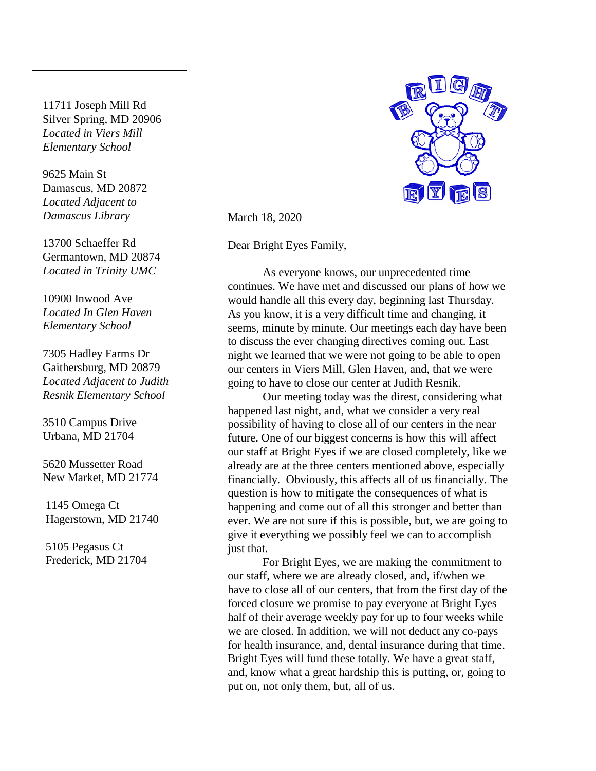11711 Joseph Mill Rd
Silver Spring, MD 20906
*Located in Viers Mill Elementary School*

9625 Main St
Damascus, MD 20872
*Located Adjacent to Damascus Library*

13700 Schaeffer Rd
Germantown, MD 20874
*Located in Trinity UMC*

10900 Inwood Ave
*Located In Glen Haven Elementary School*

7305 Hadley Farms Dr
Gaithersburg, MD 20879
*Located Adjacent to Judith Resnik Elementary School*

3510 Campus Drive
Urbana, MD 21704

5620 Mussetter Road
New Market, MD 21774

1145 Omega Ct
Hagerstown, MD 21740

5105 Pegasus Ct
Frederick, MD 21704

BRIGHT EYES

March 18, 2020

Dear Bright Eyes Family,

As everyone knows, our unprecedented time continues. We have met and discussed our plans of how we would handle all this every day, beginning last Thursday. As you know, it is a very difficult time and changing, it seems, minute by minute. Our meetings each day have been to discuss the ever changing directives coming out. Last night we learned that we were not going to be able to open our centers in Viers Mill, Glen Haven, and, that we were going to have to close our center at Judith Resnik.

Our meeting today was the direst, considering what happened last night, and, what we consider a very real possibility of having to close all of our centers in the near future. One of our biggest concerns is how this will affect our staff at Bright Eyes if we are closed completely, like we already are at the three centers mentioned above, especially financially. Obviously, this affects all of us financially. The question is how to mitigate the consequences of what is happening and come out of all this stronger and better than ever. We are not sure if this is possible, but, we are going to give it everything we possibly feel we can to accomplish just that.

For Bright Eyes, we are making the commitment to our staff, where we are already closed, and, if/when we have to close all of our centers, that from the first day of the forced closure we promise to pay everyone at Bright Eyes half of their average weekly pay for up to four weeks while we are closed. In addition, we will not deduct any co-pays for health insurance, and, dental insurance during that time. Bright Eyes will fund these totally. We have a great staff, and, know what a great hardship this is putting, or, going to put on, not only them, but, all of us.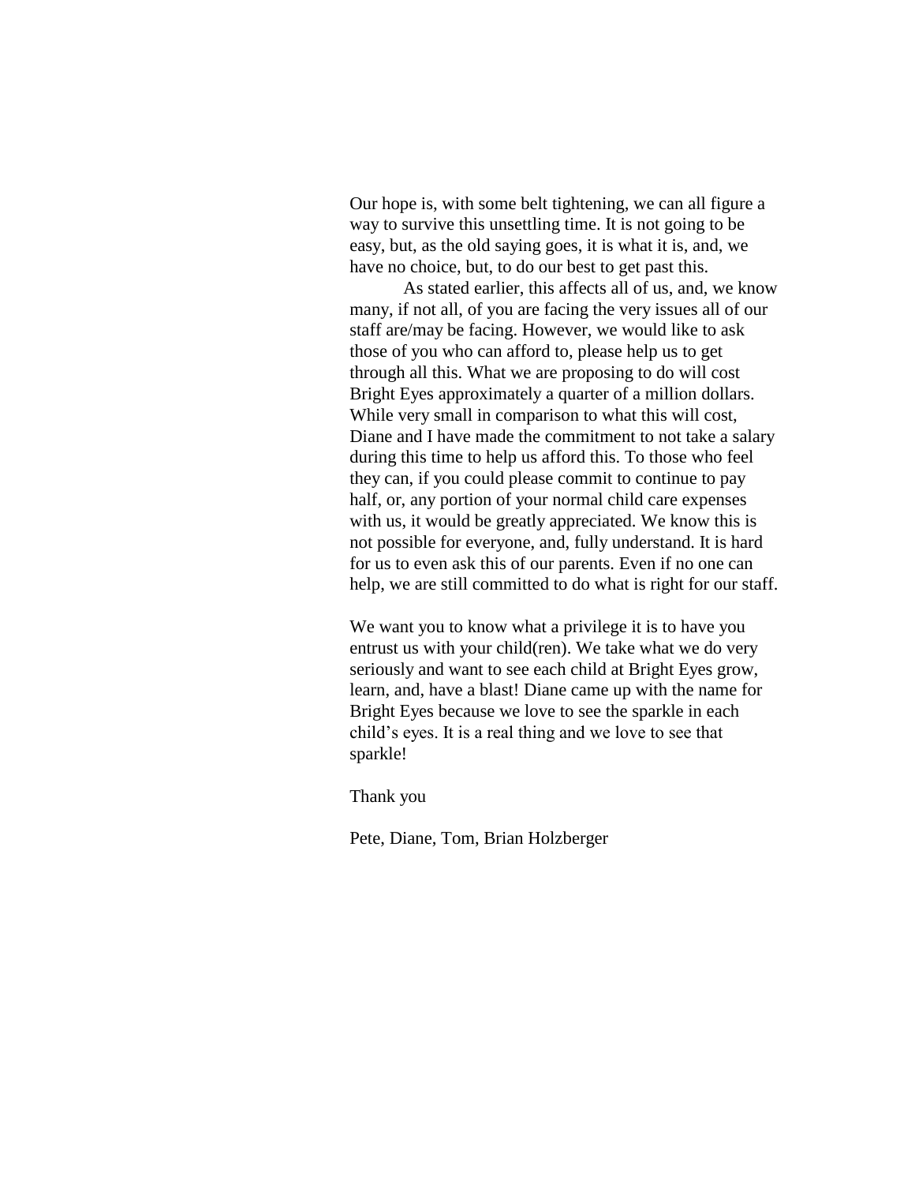Our hope is, with some belt tightening, we can all figure a way to survive this unsettling time. It is not going to be easy, but, as the old saying goes, it is what it is, and, we have no choice, but, to do our best to get past this.

As stated earlier, this affects all of us, and, we know many, if not all, of you are facing the very issues all of our staff are/may be facing. However, we would like to ask those of you who can afford to, please help us to get through all this. What we are proposing to do will cost Bright Eyes approximately a quarter of a million dollars. While very small in comparison to what this will cost, Diane and I have made the commitment to not take a salary during this time to help us afford this. To those who feel they can, if you could please commit to continue to pay half, or, any portion of your normal child care expenses with us, it would be greatly appreciated. We know this is not possible for everyone, and, fully understand. It is hard for us to even ask this of our parents. Even if no one can help, we are still committed to do what is right for our staff.

We want you to know what a privilege it is to have you entrust us with your child(ren). We take what we do very seriously and want to see each child at Bright Eyes grow, learn, and, have a blast! Diane came up with the name for Bright Eyes because we love to see the sparkle in each child's eyes. It is a real thing and we love to see that sparkle!

Thank you

Pete, Diane, Tom, Brian Holzberger